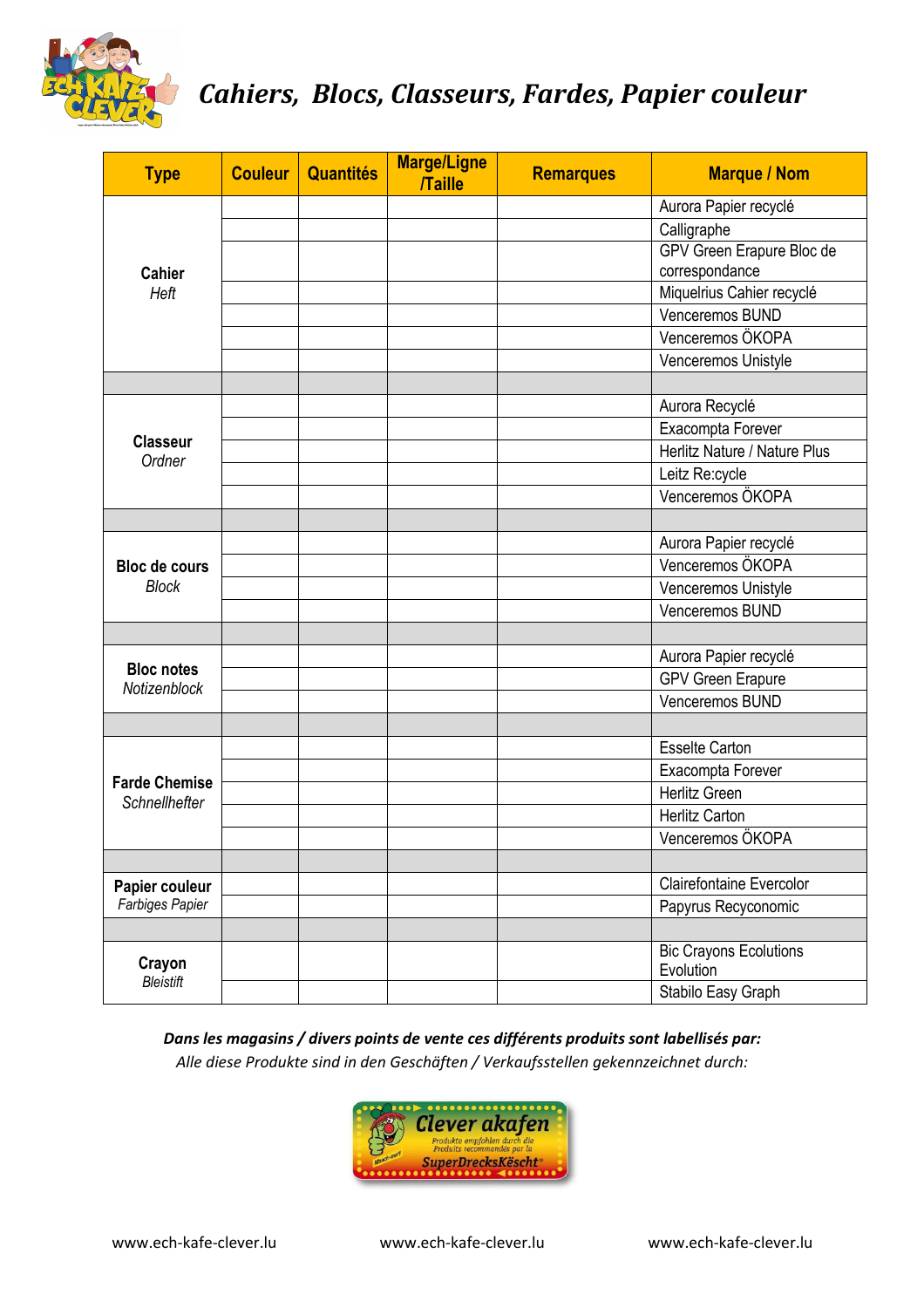# Cahiers, Blocs, Classeurs, Fardes, Papier couleur

| Type | Couleur | Quantités | Marge/Ligne /Taille | Remarques | Marque / Nom |
|---|---|---|---|---|---|
| **Cahier** *Heft* | | | | | Aurora Papier recyclé |
| | | | | | Calligraphe |
| | | | | | GPV Green Erapure Bloc de correspondance |
| | | | | | Miquelrius Cahier recyclé |
| | | | | | Venceremos BUND |
| | | | | | Venceremos ÖKOPA |
| | | | | | Venceremos Unistyle |
| | | | | | |
| **Classeur** *Ordner* | | | | | Aurora Recyclé |
| | | | | | Exacompta Forever |
| | | | | | Herlitz Nature / Nature Plus |
| | | | | | Leitz Re:cycle |
| | | | | | Venceremos ÖKOPA |
| | | | | | |
| **Bloc de cours** *Block* | | | | | Aurora Papier recyclé |
| | | | | | Venceremos ÖKOPA |
| | | | | | Venceremos Unistyle |
| | | | | | Venceremos BUND |
| | | | | | |
| **Bloc notes** *Notizenblock* | | | | | Aurora Papier recyclé |
| | | | | | GPV Green Erapure |
| | | | | | Venceremos BUND |
| | | | | | |
| **Farde Chemise** *Schnellhefter* | | | | | Esselte Carton |
| | | | | | Exacompta Forever |
| | | | | | Herlitz Green |
| | | | | | Herlitz Carton |
| | | | | | Venceremos ÖKOPA |
| | | | | | |
| **Papier couleur** *Farbiges Papier* | | | | | Clairefontaine Evercolor |
| | | | | | Papyrus Recyconomic |
| | | | | | |
| **Crayon** *Bleistift* | | | | | Bic Crayons Ecolutions Evolution |
| | | | | | Stabilo Easy Graph |

***Dans les magasins / divers points de vente ces différents produits sont labellisés par:***

*Alle diese Produkte sind in den Geschäften / Verkaufsstellen gekennzeichnet durch:*

www.ech-kafe-clever.lu www.ech-kafe-clever.lu www.ech-kafe-clever.lu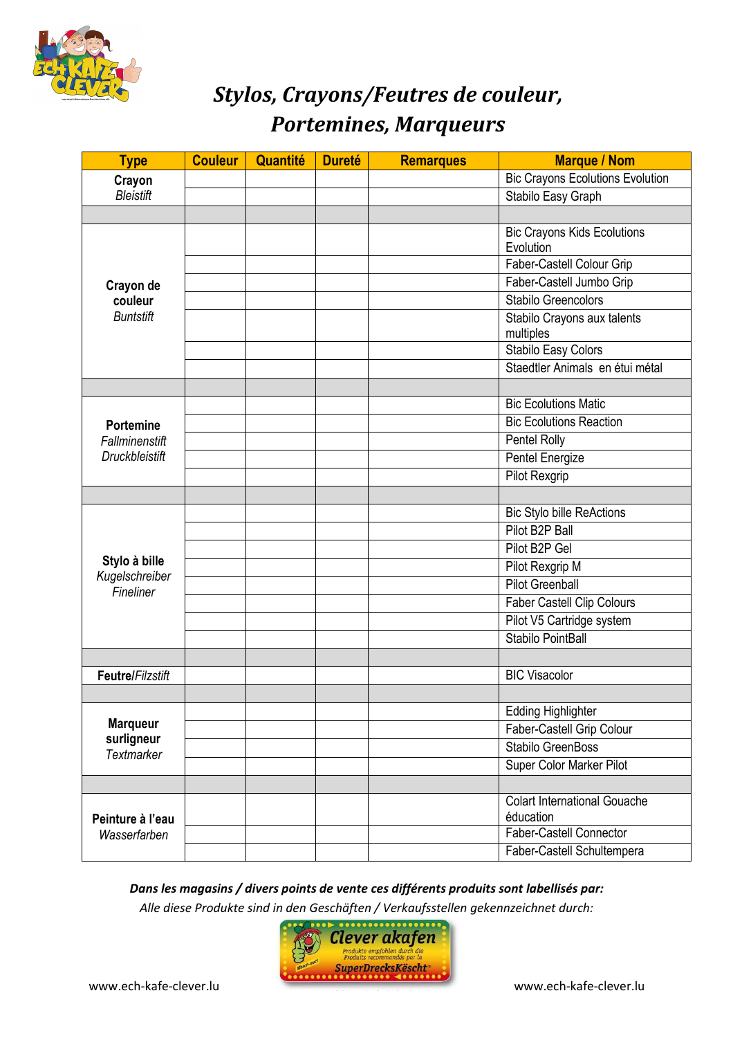# Stylos, Crayons/Feutres de couleur, Portemines, Marqueurs

| Type | Couleur | Quantité | Dureté | Remarques | Marque / Nom |
|---|---|---|---|---|---|
| **Crayon** *Bleistift* | | | | | Bic Crayons Ecolutions Evolution |
| | | | | | Stabilo Easy Graph |
| | | | | | |
| **Crayon de couleur** *Buntstift* | | | | | Bic Crayons Kids Ecolutions Evolution |
| | | | | | Faber-Castell Colour Grip |
| | | | | | Faber-Castell Jumbo Grip |
| | | | | | Stabilo Greencolors |
| | | | | | Stabilo Crayons aux talents multiples |
| | | | | | Stabilo Easy Colors |
| | | | | | Staedtler Animals en étui métal |
| | | | | | |
| **Portemine** *Fallminenstift Druckbleistift* | | | | | Bic Ecolutions Matic |
| | | | | | Bic Ecolutions Reaction |
| | | | | | Pentel Rolly |
| | | | | | Pentel Energize |
| | | | | | Pilot Rexgrip |
| | | | | | |
| **Stylo à bille** *Kugelschreiber Fineliner* | | | | | Bic Stylo bille ReActions |
| | | | | | Pilot B2P Ball |
| | | | | | Pilot B2P Gel |
| | | | | | Pilot Rexgrip M |
| | | | | | Pilot Greenball |
| | | | | | Faber Castell Clip Colours |
| | | | | | Pilot V5 Cartridge system |
| | | | | | Stabilo PointBall |
| | | | | | |
| **Feutre**/*Filzstift* | | | | | BIC Visacolor |
| | | | | | |
| **Marqueur surligneur** *Textmarker* | | | | | Edding Highlighter |
| | | | | | Faber-Castell Grip Colour |
| | | | | | Stabilo GreenBoss |
| | | | | | Super Color Marker Pilot |
| | | | | | |
| **Peinture à l'eau** *Wasserfarben* | | | | | Colart International Gouache éducation |
| | | | | | Faber-Castell Connector |
| | | | | | Faber-Castell Schultempera |

***Dans les magasins / divers points de vente ces différents produits sont labellisés par:***

*Alle diese Produkte sind in den Geschäften / Verkaufsstellen gekennzeichnet durch:*

Clever akafen – Produkte empfohlen durch die / Produits recommandés par la SuperDrecksKëscht

www.ech-kafe-clever.lu www.ech-kafe-clever.lu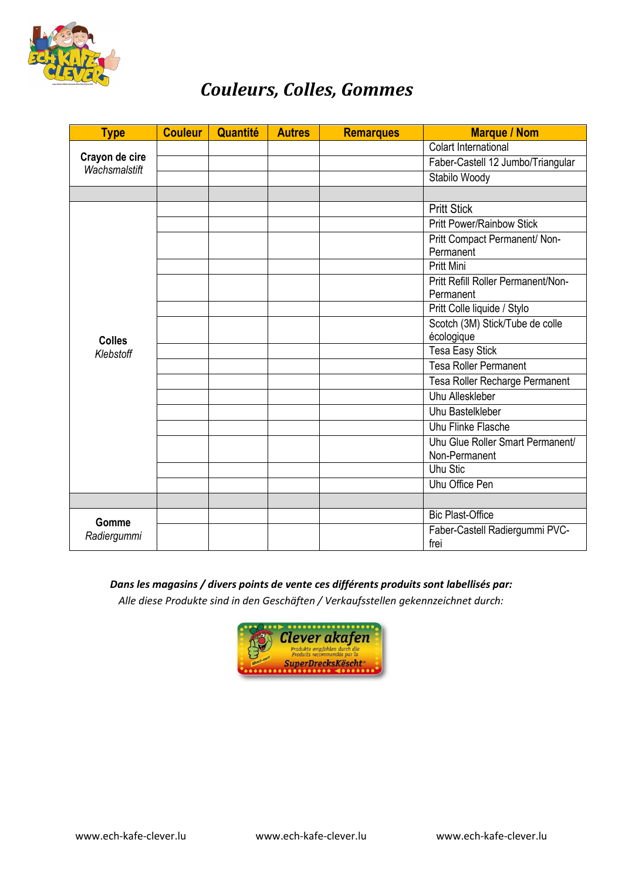# Couleurs, Colles, Gommes

| Type | Couleur | Quantité | Autres | Remarques | Marque / Nom |
|---|---|---|---|---|---|
| **Crayon de cire** *Wachsmalstift* | | | | | Colart International |
| | | | | | Faber-Castell 12 Jumbo/Triangular |
| | | | | | Stabilo Woody |
| | | | | | |
| **Colles** *Klebstoff* | | | | | Pritt Stick |
| | | | | | Pritt Power/Rainbow Stick |
| | | | | | Pritt Compact Permanent/ Non-Permanent |
| | | | | | Pritt Mini |
| | | | | | Pritt Refill Roller Permanent/Non-Permanent |
| | | | | | Pritt Colle liquide / Stylo |
| | | | | | Scotch (3M) Stick/Tube de colle écologique |
| | | | | | Tesa Easy Stick |
| | | | | | Tesa Roller Permanent |
| | | | | | Tesa Roller Recharge Permanent |
| | | | | | Uhu Alleskleber |
| | | | | | Uhu Bastelkleber |
| | | | | | Uhu Flinke Flasche |
| | | | | | Uhu Glue Roller Smart Permanent/ Non-Permanent |
| | | | | | Uhu Stic |
| | | | | | Uhu Office Pen |
| | | | | | |
| **Gomme** *Radiergummi* | | | | | Bic Plast-Office |
| | | | | | Faber-Castell Radiergummi PVC-frei |

***Dans les magasins / divers points de vente ces différents produits sont labellisés par:***

*Alle diese Produkte sind in den Geschäften / Verkaufsstellen gekennzeichnet durch:*

Clever akafen
Produkte empfohlen durch die
Produits recommandés par la
SuperDrecksKëscht®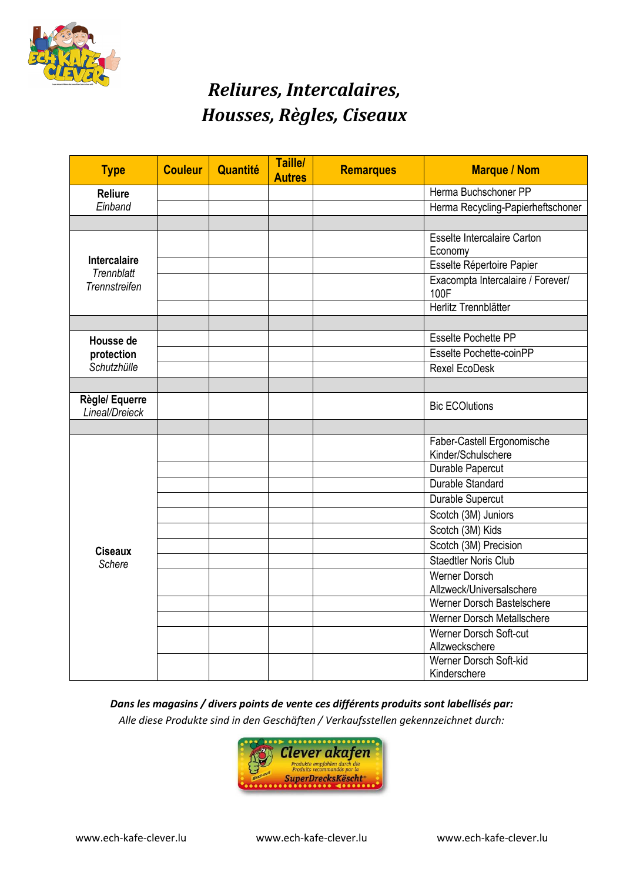# *Reliures, Intercalaires, Housses, Règles, Ciseaux*

| Type | Couleur | Quantité | Taille/ Autres | Remarques | Marque / Nom |
|---|---|---|---|---|---|
| **Reliure** *Einband* | | | | | Herma Buchschoner PP |
| | | | | | Herma Recycling-Papierheftschoner |
| | | | | | |
| **Intercalaire** *Trennblatt* *Trennstreifen* | | | | | Esselte Intercalaire Carton Economy |
| | | | | | Esselte Répertoire Papier |
| | | | | | Exacompta Intercalaire / Forever/ 100F |
| | | | | | Herlitz Trennblätter |
| | | | | | |
| **Housse de protection** *Schutzhülle* | | | | | Esselte Pochette PP |
| | | | | | Esselte Pochette-coinPP |
| | | | | | Rexel EcoDesk |
| | | | | | |
| **Règle/ Equerre** *Lineal/Dreieck* | | | | | Bic ECOlutions |
| | | | | | |
| **Ciseaux** *Schere* | | | | | Faber-Castell Ergonomische Kinder/Schulschere |
| | | | | | Durable Papercut |
| | | | | | Durable Standard |
| | | | | | Durable Supercut |
| | | | | | Scotch (3M) Juniors |
| | | | | | Scotch (3M) Kids |
| | | | | | Scotch (3M) Precision |
| | | | | | Staedtler Noris Club |
| | | | | | Werner Dorsch Allzweck/Universalschere |
| | | | | | Werner Dorsch Bastelschere |
| | | | | | Werner Dorsch Metallschere |
| | | | | | Werner Dorsch Soft-cut Allzweckschere |
| | | | | | Werner Dorsch Soft-kid Kinderschere |

***Dans les magasins / divers points de vente ces différents produits sont labellisés par:***

*Alle diese Produkte sind in den Geschäften / Verkaufsstellen gekennzeichnet durch:*

Clever akafen
Produkte empfohlen durch die
Produits recommandés par la
SuperDrecksKëscht

www.ech-kafe-clever.lu www.ech-kafe-clever.lu www.ech-kafe-clever.lu